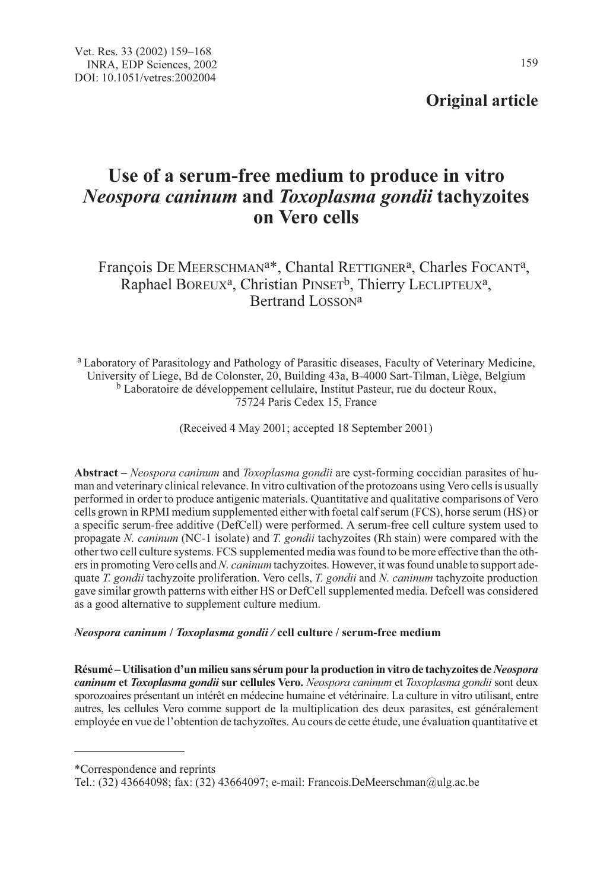**Original article**

# Use of a serum-free medium to produce in vitro *Neospora caninum* and *Toxoplasma gondii* tachyzoites on Vero cells

François DE MEERSCHMAN[a]*, Chantal RETTIGNER[a], Charles FOCANT[a], Raphael BOREUX[a], Christian PINSET[b], Thierry LECLIPTEUX[a], Bertrand LOSSON[a]

[a] Laboratory of Parasitology and Pathology of Parasitic diseases, Faculty of Veterinary Medicine, University of Liege, Bd de Colonster, 20, Building 43a, B-4000 Sart-Tilman, Liège, Belgium
[b] Laboratoire de développement cellulaire, Institut Pasteur, rue du docteur Roux, 75724 Paris Cedex 15, France

(Received 4 May 2001; accepted 18 September 2001)

**Abstract** – *Neospora caninum* and *Toxoplasma gondii* are cyst-forming coccidian parasites of human and veterinary clinical relevance. In vitro cultivation of the protozoans using Vero cells is usually performed in order to produce antigenic materials. Quantitative and qualitative comparisons of Vero cells grown in RPMI medium supplemented either with foetal calf serum (FCS), horse serum (HS) or a specific serum-free additive (DefCell) were performed. A serum-free cell culture system used to propagate *N. caninum* (NC-1 isolate) and *T. gondii* tachyzoites (Rh stain) were compared with the other two cell culture systems. FCS supplemented media was found to be more effective than the others in promoting Vero cells and *N. caninum* tachyzoites. However, it was found unable to support adequate *T. gondii* tachyzoite proliferation. Vero cells, *T. gondii* and *N. caninum* tachyzoite production gave similar growth patterns with either HS or DefCell supplemented media. Defcell was considered as a good alternative to supplement culture medium.

***Neospora caninum* / *Toxoplasma gondii /* cell culture / serum-free medium**

**Résumé – Utilisation d'un milieu sans sérum pour la production in vitro de tachyzoites de *Neospora caninum* et *Toxoplasma gondii* sur cellules Vero.** *Neospora caninum* et *Toxoplasma gondii* sont deux sporozoaires présentant un intérêt en médecine humaine et vétérinaire. La culture in vitro utilisant, entre autres, les cellules Vero comme support de la multiplication des deux parasites, est généralement employée en vue de l'obtention de tachyzoïtes. Au cours de cette étude, une évaluation quantitative et

---

*Correspondence and reprints
Tel.: (32) 43664098; fax: (32) 43664097; e-mail: Francois.DeMeerschman@ulg.ac.be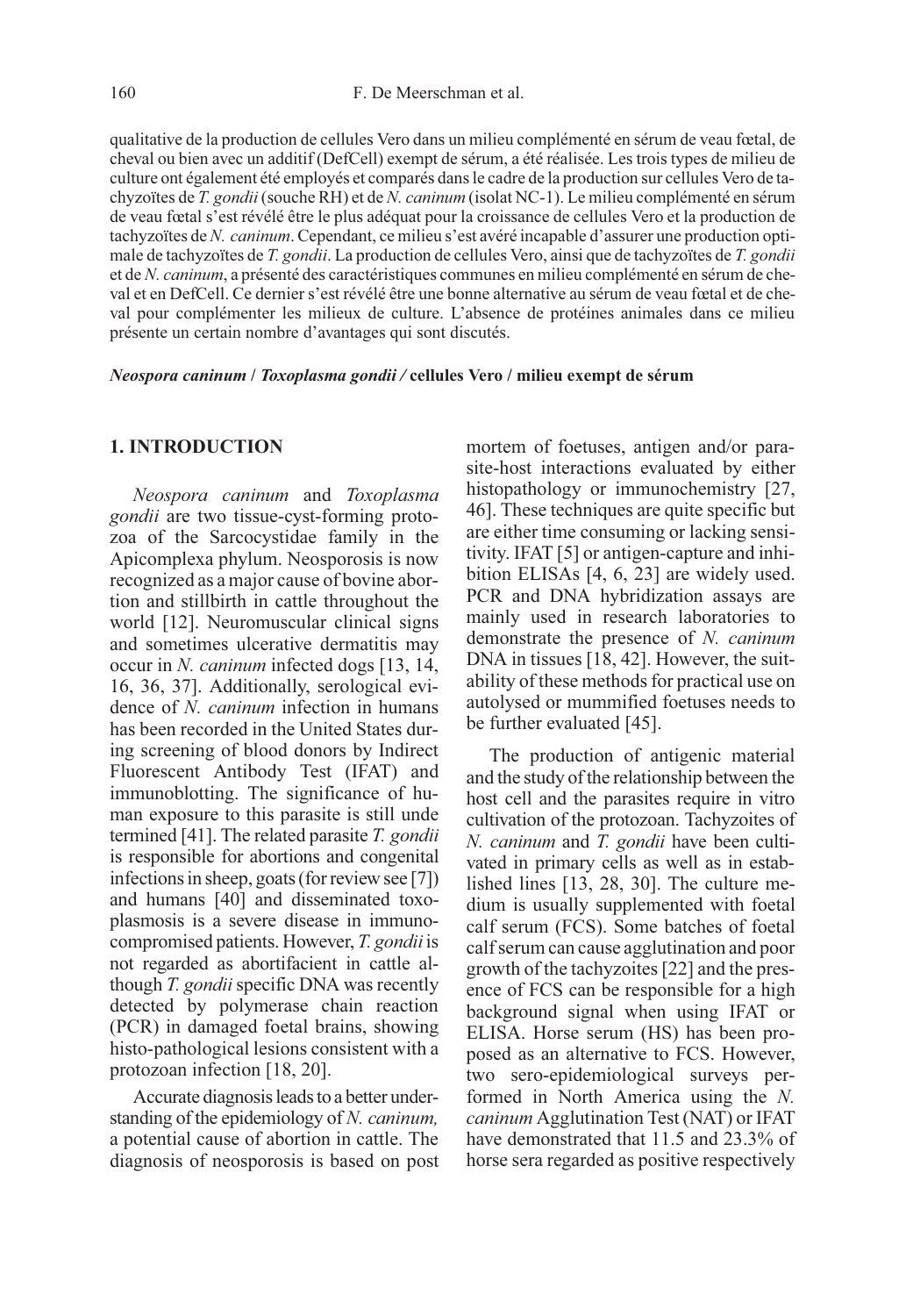qualitative de la production de cellules Vero dans un milieu complémenté en sérum de veau fœtal, de cheval ou bien avec un additif (DefCell) exempt de sérum, a été réalisée. Les trois types de milieu de culture ont également été employés et comparés dans le cadre de la production sur cellules Vero de tachyzoïtes de *T. gondii* (souche RH) et de *N. caninum* (isolat NC-1). Le milieu complémenté en sérum de veau fœtal s'est révélé être le plus adéquat pour la croissance de cellules Vero et la production de tachyzoïtes de *N. caninum*. Cependant, ce milieu s'est avéré incapable d'assurer une production optimale de tachyzoïtes de *T. gondii*. La production de cellules Vero, ainsi que de tachyzoïtes de *T. gondii* et de *N. caninum*, a présenté des caractéristiques communes en milieu complémenté en sérum de cheval et en DefCell. Ce dernier s'est révélé être une bonne alternative au sérum de veau fœtal et de cheval pour complémenter les milieux de culture. L'absence de protéines animales dans ce milieu présente un certain nombre d'avantages qui sont discutés.

***Neospora caninum* / *Toxoplasma gondii* / cellules Vero / milieu exempt de sérum**

## 1. INTRODUCTION

*Neospora caninum* and *Toxoplasma gondii* are two tissue-cyst-forming protozoa of the Sarcocystidae family in the Apicomplexa phylum. Neosporosis is now recognized as a major cause of bovine abortion and stillbirth in cattle throughout the world [12]. Neuromuscular clinical signs and sometimes ulcerative dermatitis may occur in *N. caninum* infected dogs [13, 14, 16, 36, 37]. Additionally, serological evidence of *N. caninum* infection in humans has been recorded in the United States during screening of blood donors by Indirect Fluorescent Antibody Test (IFAT) and immunoblotting. The significance of human exposure to this parasite is still unde termined [41]. The related parasite *T. gondii* is responsible for abortions and congenital infections in sheep, goats (for review see [7]) and humans [40] and disseminated toxoplasmosis is a severe disease in immunocompromised patients. However, *T. gondii* is not regarded as abortifacient in cattle although *T. gondii* specific DNA was recently detected by polymerase chain reaction (PCR) in damaged foetal brains, showing histo-pathological lesions consistent with a protozoan infection [18, 20].

Accurate diagnosis leads to a better understanding of the epidemiology of *N. caninum,* a potential cause of abortion in cattle. The diagnosis of neosporosis is based on post mortem of foetuses, antigen and/or parasite-host interactions evaluated by either histopathology or immunochemistry [27, 46]. These techniques are quite specific but are either time consuming or lacking sensitivity. IFAT [5] or antigen-capture and inhibition ELISAs [4, 6, 23] are widely used. PCR and DNA hybridization assays are mainly used in research laboratories to demonstrate the presence of *N. caninum* DNA in tissues [18, 42]. However, the suitability of these methods for practical use on autolysed or mummified foetuses needs to be further evaluated [45].

The production of antigenic material and the study of the relationship between the host cell and the parasites require in vitro cultivation of the protozoan. Tachyzoites of *N. caninum* and *T. gondii* have been cultivated in primary cells as well as in established lines [13, 28, 30]. The culture medium is usually supplemented with foetal calf serum (FCS). Some batches of foetal calf serum can cause agglutination and poor growth of the tachyzoites [22] and the presence of FCS can be responsible for a high background signal when using IFAT or ELISA. Horse serum (HS) has been proposed as an alternative to FCS. However, two sero-epidemiological surveys performed in North America using the *N. caninum* Agglutination Test (NAT) or IFAT have demonstrated that 11.5 and 23.3% of horse sera regarded as positive respectively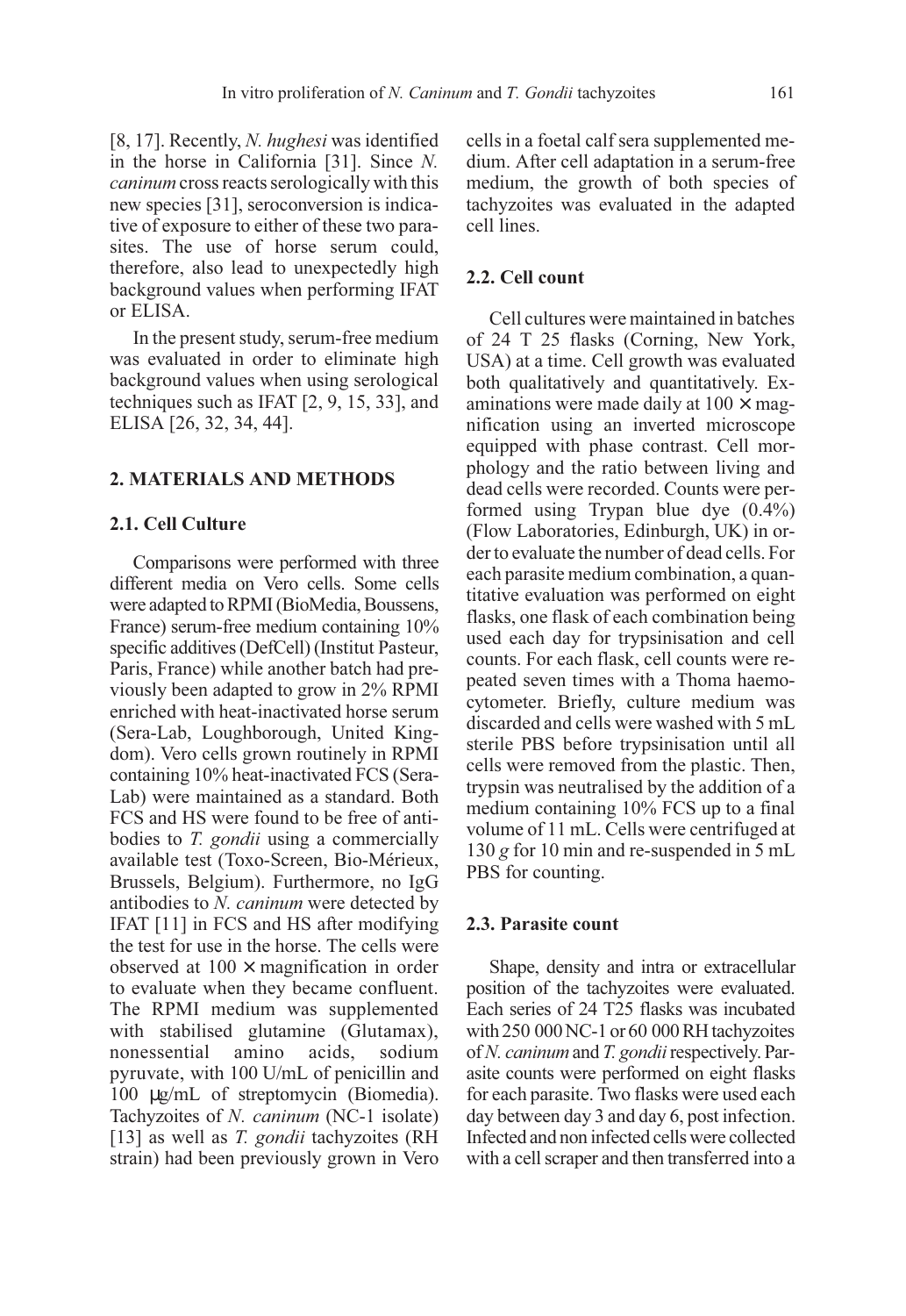[8, 17]. Recently, *N. hughesi* was identified in the horse in California [31]. Since *N. caninum* cross reacts serologically with this new species [31], seroconversion is indicative of exposure to either of these two parasites. The use of horse serum could, therefore, also lead to unexpectedly high background values when performing IFAT or ELISA.

In the present study, serum-free medium was evaluated in order to eliminate high background values when using serological techniques such as IFAT [2, 9, 15, 33], and ELISA [26, 32, 34, 44].

## 2. MATERIALS AND METHODS

### 2.1. Cell Culture

Comparisons were performed with three different media on Vero cells. Some cells were adapted to RPMI (BioMedia, Boussens, France) serum-free medium containing 10% specific additives (DefCell) (Institut Pasteur, Paris, France) while another batch had previously been adapted to grow in 2% RPMI enriched with heat-inactivated horse serum (Sera-Lab, Loughborough, United Kingdom). Vero cells grown routinely in RPMI containing 10% heat-inactivated FCS (Sera-Lab) were maintained as a standard. Both FCS and HS were found to be free of antibodies to *T. gondii* using a commercially available test (Toxo-Screen, Bio-Mérieux, Brussels, Belgium). Furthermore, no IgG antibodies to *N. caninum* were detected by IFAT [11] in FCS and HS after modifying the test for use in the horse. The cells were observed at 100 × magnification in order to evaluate when they became confluent. The RPMI medium was supplemented with stabilised glutamine (Glutamax), nonessential amino acids, sodium pyruvate, with 100 U/mL of penicillin and 100 µg/mL of streptomycin (Biomedia). Tachyzoites of *N. caninum* (NC-1 isolate) [13] as well as *T. gondii* tachyzoites (RH strain) had been previously grown in Vero cells in a foetal calf sera supplemented medium. After cell adaptation in a serum-free medium, the growth of both species of tachyzoites was evaluated in the adapted cell lines.

### 2.2. Cell count

Cell cultures were maintained in batches of 24 T 25 flasks (Corning, New York, USA) at a time. Cell growth was evaluated both qualitatively and quantitatively. Examinations were made daily at 100 × magnification using an inverted microscope equipped with phase contrast. Cell morphology and the ratio between living and dead cells were recorded. Counts were performed using Trypan blue dye (0.4%) (Flow Laboratories, Edinburgh, UK) in order to evaluate the number of dead cells. For each parasite medium combination, a quantitative evaluation was performed on eight flasks, one flask of each combination being used each day for trypsinisation and cell counts. For each flask, cell counts were repeated seven times with a Thoma haemocytometer. Briefly, culture medium was discarded and cells were washed with 5 mL sterile PBS before trypsinisation until all cells were removed from the plastic. Then, trypsin was neutralised by the addition of a medium containing 10% FCS up to a final volume of 11 mL. Cells were centrifuged at 130 *g* for 10 min and re-suspended in 5 mL PBS for counting.

### 2.3. Parasite count

Shape, density and intra or extracellular position of the tachyzoites were evaluated. Each series of 24 T25 flasks was incubated with 250 000 NC-1 or 60 000 RH tachyzoites of *N. caninum* and *T. gondii* respectively. Parasite counts were performed on eight flasks for each parasite. Two flasks were used each day between day 3 and day 6, post infection. Infected and non infected cells were collected with a cell scraper and then transferred into a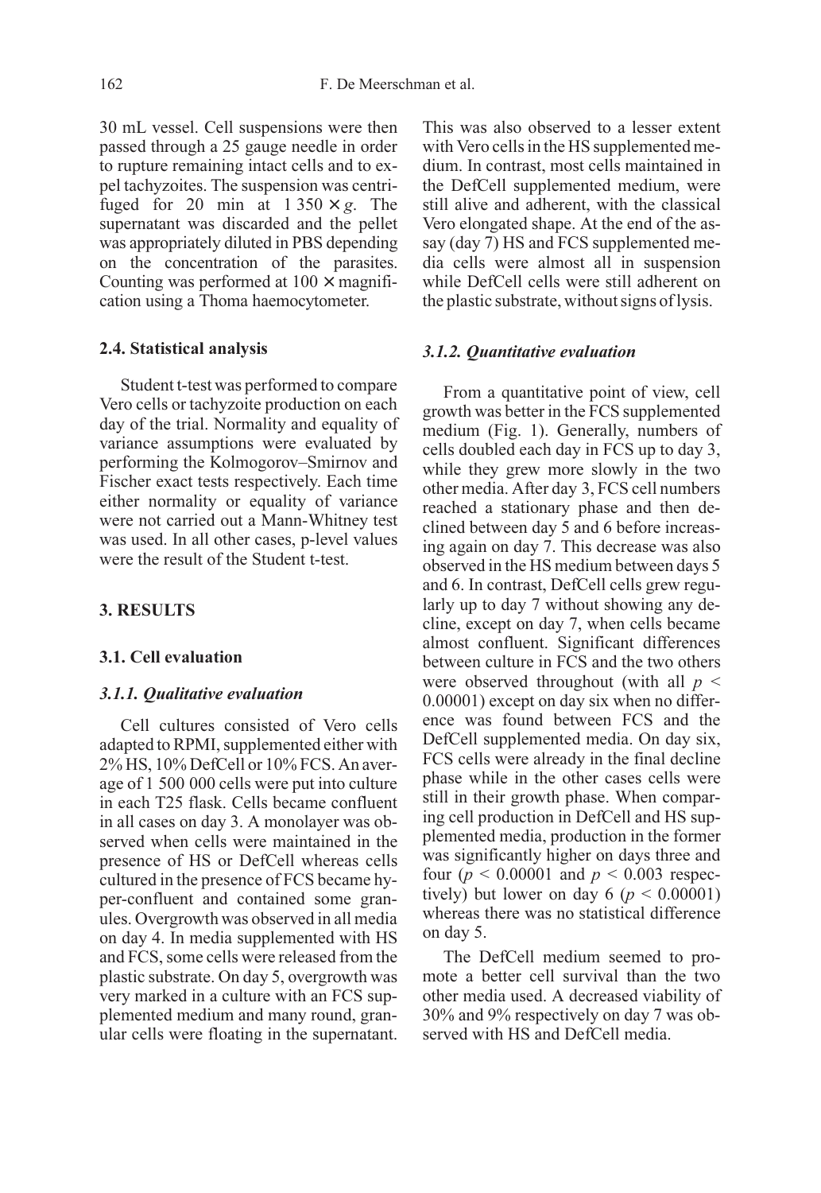30 mL vessel. Cell suspensions were then passed through a 25 gauge needle in order to rupture remaining intact cells and to expel tachyzoites. The suspension was centrifuged for 20 min at 1 350 $\times g$. The supernatant was discarded and the pellet was appropriately diluted in PBS depending on the concentration of the parasites. Counting was performed at 100 $\times$ magnification using a Thoma haemocytometer.

### 2.4. Statistical analysis

Student t-test was performed to compare Vero cells or tachyzoite production on each day of the trial. Normality and equality of variance assumptions were evaluated by performing the Kolmogorov–Smirnov and Fischer exact tests respectively. Each time either normality or equality of variance were not carried out a Mann-Whitney test was used. In all other cases, p-level values were the result of the Student t-test.

## 3. RESULTS

### 3.1. Cell evaluation

#### *3.1.1. Qualitative evaluation*

Cell cultures consisted of Vero cells adapted to RPMI, supplemented either with 2% HS, 10% DefCell or 10% FCS. An average of 1 500 000 cells were put into culture in each T25 flask. Cells became confluent in all cases on day 3. A monolayer was observed when cells were maintained in the presence of HS or DefCell whereas cells cultured in the presence of FCS became hyper-confluent and contained some granules. Overgrowth was observed in all media on day 4. In media supplemented with HS and FCS, some cells were released from the plastic substrate. On day 5, overgrowth was very marked in a culture with an FCS supplemented medium and many round, granular cells were floating in the supernatant. This was also observed to a lesser extent with Vero cells in the HS supplemented medium. In contrast, most cells maintained in the DefCell supplemented medium, were still alive and adherent, with the classical Vero elongated shape. At the end of the assay (day 7) HS and FCS supplemented media cells were almost all in suspension while DefCell cells were still adherent on the plastic substrate, without signs of lysis.

#### *3.1.2. Quantitative evaluation*

From a quantitative point of view, cell growth was better in the FCS supplemented medium (Fig. 1). Generally, numbers of cells doubled each day in FCS up to day 3, while they grew more slowly in the two other media. After day 3, FCS cell numbers reached a stationary phase and then declined between day 5 and 6 before increasing again on day 7. This decrease was also observed in the HS medium between days 5 and 6. In contrast, DefCell cells grew regularly up to day 7 without showing any decline, except on day 7, when cells became almost confluent. Significant differences between culture in FCS and the two others were observed throughout (with all $p < 0.00001$) except on day six when no difference was found between FCS and the DefCell supplemented media. On day six, FCS cells were already in the final decline phase while in the other cases cells were still in their growth phase. When comparing cell production in DefCell and HS supplemented media, production in the former was significantly higher on days three and four ($p < 0.00001$ and $p < 0.003$ respectively) but lower on day 6 ($p < 0.00001$) whereas there was no statistical difference on day 5.

The DefCell medium seemed to promote a better cell survival than the two other media used. A decreased viability of 30% and 9% respectively on day 7 was observed with HS and DefCell media.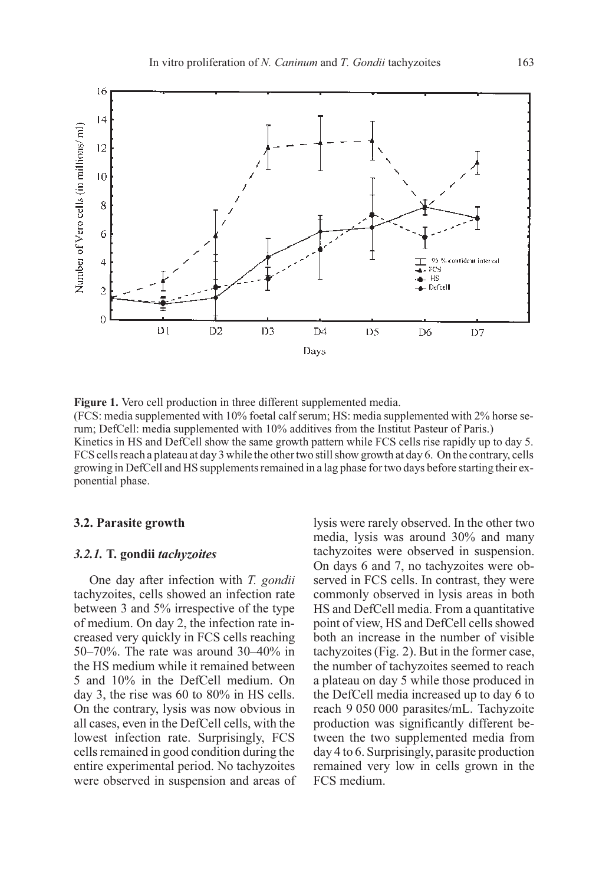**Figure 1.** Vero cell production in three different supplemented media.
(FCS: media supplemented with 10% foetal calf serum; HS: media supplemented with 2% horse serum; DefCell: media supplemented with 10% additives from the Institut Pasteur of Paris.)
Kinetics in HS and DefCell show the same growth pattern while FCS cells rise rapidly up to day 5. FCS cells reach a plateau at day 3 while the other two still show growth at day 6. On the contrary, cells growing in DefCell and HS supplements remained in a lag phase for two days before starting their exponential phase.

### 3.2. Parasite growth

#### *3.2.1.* **T. gondii** *tachyzoites*

One day after infection with *T. gondii* tachyzoites, cells showed an infection rate between 3 and 5% irrespective of the type of medium. On day 2, the infection rate increased very quickly in FCS cells reaching 50–70%. The rate was around 30–40% in the HS medium while it remained between 5 and 10% in the DefCell medium. On day 3, the rise was 60 to 80% in HS cells. On the contrary, lysis was now obvious in all cases, even in the DefCell cells, with the lowest infection rate. Surprisingly, FCS cells remained in good condition during the entire experimental period. No tachyzoites were observed in suspension and areas of lysis were rarely observed. In the other two media, lysis was around 30% and many tachyzoites were observed in suspension. On days 6 and 7, no tachyzoites were observed in FCS cells. In contrast, they were commonly observed in lysis areas in both HS and DefCell media. From a quantitative point of view, HS and DefCell cells showed both an increase in the number of visible tachyzoites (Fig. 2). But in the former case, the number of tachyzoites seemed to reach a plateau on day 5 while those produced in the DefCell media increased up to day 6 to reach 9 050 000 parasites/mL. Tachyzoite production was significantly different between the two supplemented media from day 4 to 6. Surprisingly, parasite production remained very low in cells grown in the FCS medium.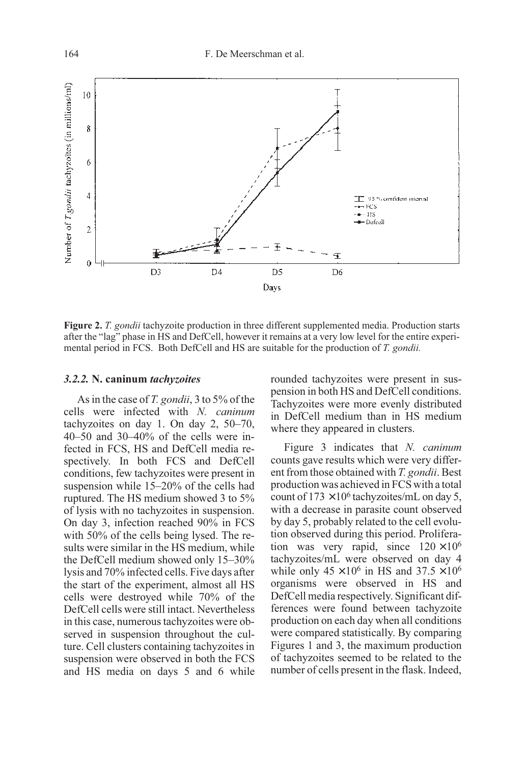**Figure 2.** *T. gondii* tachyzoite production in three different supplemented media. Production starts after the "lag" phase in HS and DefCell, however it remains at a very low level for the entire experimental period in FCS. Both DefCell and HS are suitable for the production of *T. gondii.*

### *3.2.2.* N. caninum *tachyzoites*

As in the case of *T. gondii*, 3 to 5% of the cells were infected with *N. caninum* tachyzoites on day 1. On day 2, 50–70, 40–50 and 30–40% of the cells were infected in FCS, HS and DefCell media respectively. In both FCS and DefCell conditions, few tachyzoites were present in suspension while 15–20% of the cells had ruptured. The HS medium showed 3 to 5% of lysis with no tachyzoites in suspension. On day 3, infection reached 90% in FCS with 50% of the cells being lysed. The results were similar in the HS medium, while the DefCell medium showed only 15–30% lysis and 70% infected cells. Five days after the start of the experiment, almost all HS cells were destroyed while 70% of the DefCell cells were still intact. Nevertheless in this case, numerous tachyzoites were observed in suspension throughout the culture. Cell clusters containing tachyzoites in suspension were observed in both the FCS and HS media on days 5 and 6 while rounded tachyzoites were present in suspension in both HS and DefCell conditions. Tachyzoites were more evenly distributed in DefCell medium than in HS medium where they appeared in clusters.

Figure 3 indicates that *N. caninum* counts gave results which were very different from those obtained with *T. gondii*. Best production was achieved in FCS with a total count of $173 \times 10^6$ tachyzoites/mL on day 5, with a decrease in parasite count observed by day 5, probably related to the cell evolution observed during this period. Proliferation was very rapid, since $120 \times 10^6$ tachyzoites/mL were observed on day 4 while only $45 \times 10^6$ in HS and $37.5 \times 10^6$ organisms were observed in HS and DefCell media respectively. Significant differences were found between tachyzoite production on each day when all conditions were compared statistically. By comparing Figures 1 and 3, the maximum production of tachyzoites seemed to be related to the number of cells present in the flask. Indeed,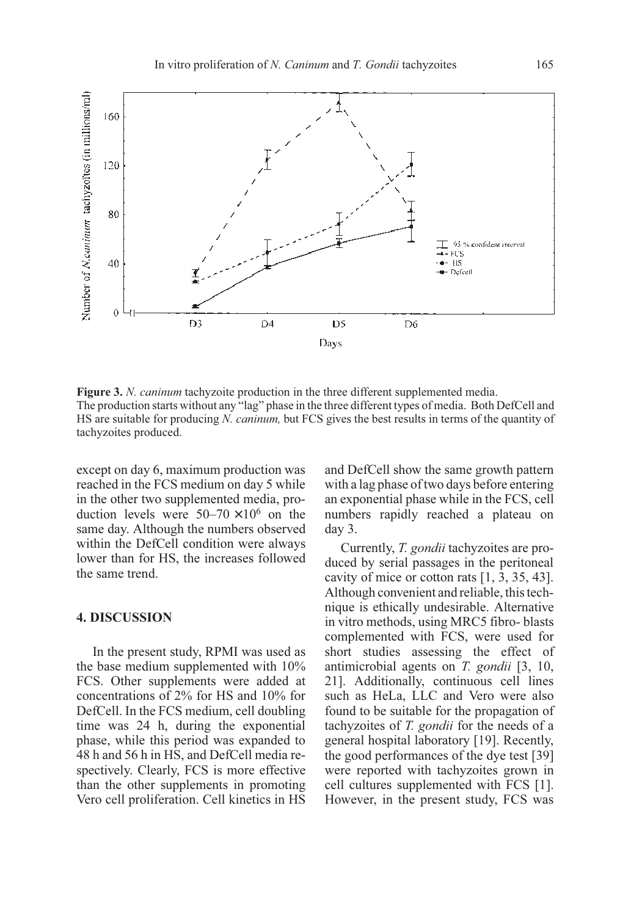**Figure 3.** *N. caninum* tachyzoite production in the three different supplemented media.
The production starts without any "lag" phase in the three different types of media. Both DefCell and HS are suitable for producing *N. caninum,* but FCS gives the best results in terms of the quantity of tachyzoites produced.

except on day 6, maximum production was reached in the FCS medium on day 5 while in the other two supplemented media, production levels were 50–70 $\times 10^6$ on the same day. Although the numbers observed within the DefCell condition were always lower than for HS, the increases followed the same trend.

## 4. DISCUSSION

In the present study, RPMI was used as the base medium supplemented with 10% FCS. Other supplements were added at concentrations of 2% for HS and 10% for DefCell. In the FCS medium, cell doubling time was 24 h, during the exponential phase, while this period was expanded to 48 h and 56 h in HS, and DefCell media respectively. Clearly, FCS is more effective than the other supplements in promoting Vero cell proliferation. Cell kinetics in HS and DefCell show the same growth pattern with a lag phase of two days before entering an exponential phase while in the FCS, cell numbers rapidly reached a plateau on day 3.

Currently, *T. gondii* tachyzoites are produced by serial passages in the peritoneal cavity of mice or cotton rats [1, 3, 35, 43]. Although convenient and reliable, this technique is ethically undesirable. Alternative in vitro methods, using MRC5 fibro- blasts complemented with FCS, were used for short studies assessing the effect of antimicrobial agents on *T. gondii* [3, 10, 21]. Additionally, continuous cell lines such as HeLa, LLC and Vero were also found to be suitable for the propagation of tachyzoites of *T. gondii* for the needs of a general hospital laboratory [19]. Recently, the good performances of the dye test [39] were reported with tachyzoites grown in cell cultures supplemented with FCS [1]. However, in the present study, FCS was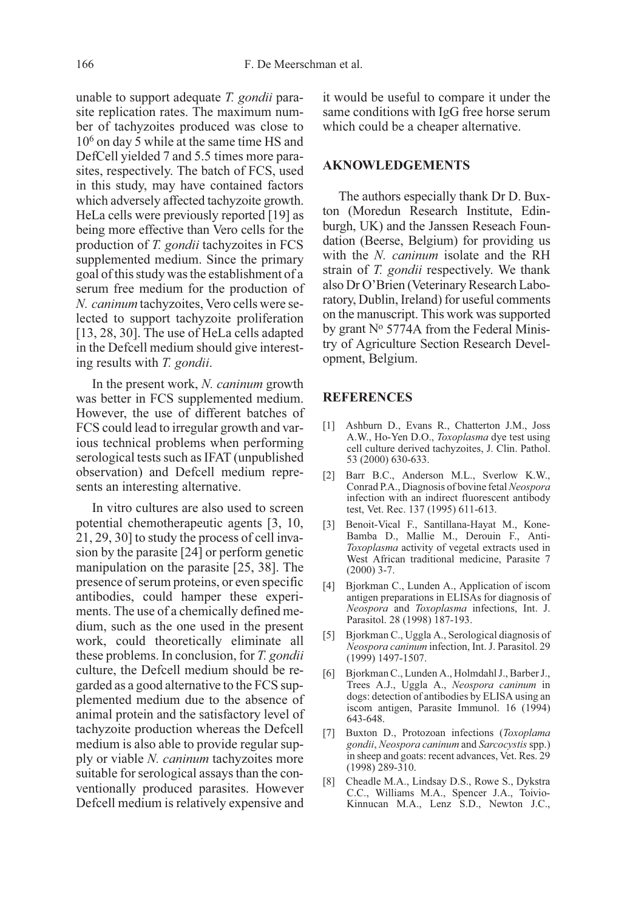unable to support adequate *T. gondii* parasite replication rates. The maximum number of tachyzoites produced was close to $10^6$ on day 5 while at the same time HS and DefCell yielded 7 and 5.5 times more parasites, respectively. The batch of FCS, used in this study, may have contained factors which adversely affected tachyzoite growth. HeLa cells were previously reported [19] as being more effective than Vero cells for the production of *T. gondii* tachyzoites in FCS supplemented medium. Since the primary goal of this study was the establishment of a serum free medium for the production of *N. caninum* tachyzoites, Vero cells were selected to support tachyzoite proliferation [13, 28, 30]. The use of HeLa cells adapted in the Defcell medium should give interesting results with *T. gondii*.

In the present work, *N. caninum* growth was better in FCS supplemented medium. However, the use of different batches of FCS could lead to irregular growth and various technical problems when performing serological tests such as IFAT (unpublished observation) and Defcell medium represents an interesting alternative.

In vitro cultures are also used to screen potential chemotherapeutic agents [3, 10, 21, 29, 30] to study the process of cell invasion by the parasite [24] or perform genetic manipulation on the parasite [25, 38]. The presence of serum proteins, or even specific antibodies, could hamper these experiments. The use of a chemically defined medium, such as the one used in the present work, could theoretically eliminate all these problems. In conclusion, for *T. gondii* culture, the Defcell medium should be regarded as a good alternative to the FCS supplemented medium due to the absence of animal protein and the satisfactory level of tachyzoite production whereas the Defcell medium is also able to provide regular supply or viable *N. caninum* tachyzoites more suitable for serological assays than the conventionally produced parasites. However Defcell medium is relatively expensive and it would be useful to compare it under the same conditions with IgG free horse serum which could be a cheaper alternative.

## AKNOWLEDGEMENTS

The authors especially thank Dr D. Buxton (Moredun Research Institute, Edinburgh, UK) and the Janssen Reseach Foundation (Beerse, Belgium) for providing us with the *N. caninum* isolate and the RH strain of *T. gondii* respectively. We thank also Dr O'Brien (Veterinary Research Laboratory, Dublin, Ireland) for useful comments on the manuscript. This work was supported by grant N° 5774A from the Federal Ministry of Agriculture Section Research Development, Belgium.

## REFERENCES

[1] Ashburn D., Evans R., Chatterton J.M., Joss A.W., Ho-Yen D.O., *Toxoplasma* dye test using cell culture derived tachyzoites, J. Clin. Pathol. 53 (2000) 630-633.

[2] Barr B.C., Anderson M.L., Sverlow K.W., Conrad P.A., Diagnosis of bovine fetal *Neospora* infection with an indirect fluorescent antibody test, Vet. Rec. 137 (1995) 611-613.

[3] Benoit-Vical F., Santillana-Hayat M., Kone-Bamba D., Mallie M., Derouin F., Anti-*Toxoplasma* activity of vegetal extracts used in West African traditional medicine, Parasite 7 (2000) 3-7.

[4] Bjorkman C., Lunden A., Application of iscom antigen preparations in ELISAs for diagnosis of *Neospora* and *Toxoplasma* infections, Int. J. Parasitol. 28 (1998) 187-193.

[5] Bjorkman C., Uggla A., Serological diagnosis of *Neospora caninum* infection, Int. J. Parasitol. 29 (1999) 1497-1507.

[6] Bjorkman C., Lunden A., Holmdahl J., Barber J., Trees A.J., Uggla A., *Neospora caninum* in dogs: detection of antibodies by ELISA using an iscom antigen, Parasite Immunol. 16 (1994) 643-648.

[7] Buxton D., Protozoan infections (*Toxoplama gondii*, *Neospora caninum* and *Sarcocystis* spp.) in sheep and goats: recent advances, Vet. Res. 29 (1998) 289-310.

[8] Cheadle M.A., Lindsay D.S., Rowe S., Dykstra C.C., Williams M.A., Spencer J.A., Toivio-Kinnucan M.A., Lenz S.D., Newton J.C.,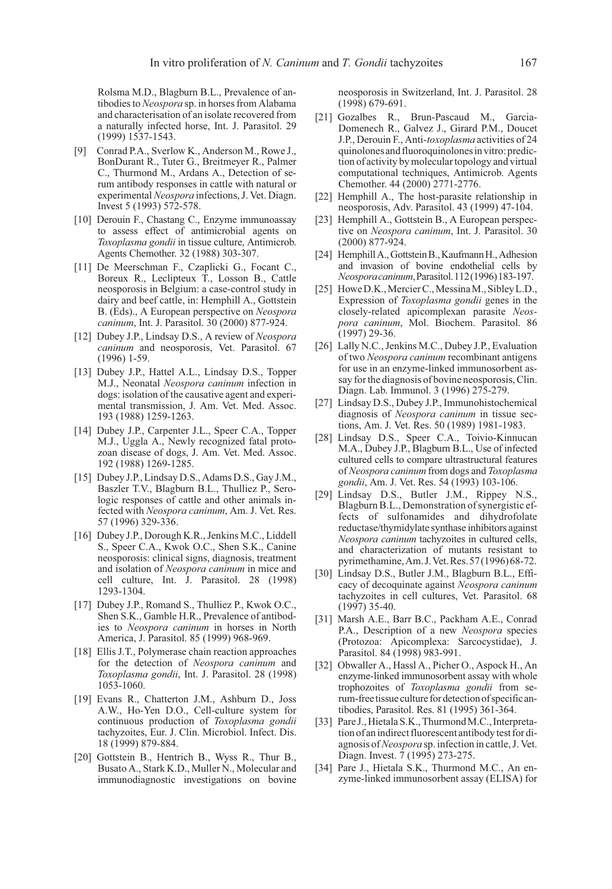Rolsma M.D., Blagburn B.L., Prevalence of antibodies to *Neospora* sp. in horses from Alabama and characterisation of an isolate recovered from a naturally infected horse, Int. J. Parasitol. 29 (1999) 1537-1543.

[9] Conrad P.A., Sverlow K., Anderson M., Rowe J., BonDurant R., Tuter G., Breitmeyer R., Palmer C., Thurmond M., Ardans A., Detection of serum antibody responses in cattle with natural or experimental *Neospora* infections, J. Vet. Diagn. Invest 5 (1993) 572-578.

[10] Derouin F., Chastang C., Enzyme immunoassay to assess effect of antimicrobial agents on *Toxoplasma gondii* in tissue culture, Antimicrob. Agents Chemother. 32 (1988) 303-307.

[11] De Meerschman F., Czaplicki G., Focant C., Boreux R., Leclipteux T., Losson B., Cattle neosporosis in Belgium: a case-control study in dairy and beef cattle, in: Hemphill A., Gottstein B. (Eds)., A European perspective on *Neospora caninum*, Int. J. Parasitol. 30 (2000) 877-924.

[12] Dubey J.P., Lindsay D.S., A review of *Neospora caninum* and neosporosis, Vet. Parasitol. 67 (1996) 1-59.

[13] Dubey J.P., Hattel A.L., Lindsay D.S., Topper M.J., Neonatal *Neospora caninum* infection in dogs: isolation of the causative agent and experimental transmission, J. Am. Vet. Med. Assoc. 193 (1988) 1259-1263.

[14] Dubey J.P., Carpenter J.L., Speer C.A., Topper M.J., Uggla A., Newly recognized fatal protozoan disease of dogs, J. Am. Vet. Med. Assoc. 192 (1988) 1269-1285.

[15] Dubey J.P., Lindsay D.S., Adams D.S., Gay J.M., Baszler T.V., Blagburn B.L., Thulliez P., Serologic responses of cattle and other animals infected with *Neospora caninum*, Am. J. Vet. Res. 57 (1996) 329-336.

[16] Dubey J.P., Dorough K.R., Jenkins M.C., Liddell S., Speer C.A., Kwok O.C., Shen S.K., Canine neosporosis: clinical signs, diagnosis, treatment and isolation of *Neospora caninum* in mice and cell culture, Int. J. Parasitol. 28 (1998) 1293-1304.

[17] Dubey J.P., Romand S., Thulliez P., Kwok O.C., Shen S.K., Gamble H.R., Prevalence of antibodies to *Neospora caninum* in horses in North America, J. Parasitol. 85 (1999) 968-969.

[18] Ellis J.T., Polymerase chain reaction approaches for the detection of *Neospora caninum* and *Toxoplasma gondii*, Int. J. Parasitol. 28 (1998) 1053-1060.

[19] Evans R., Chatterton J.M., Ashburn D., Joss A.W., Ho-Yen D.O., Cell-culture system for continuous production of *Toxoplasma gondii* tachyzoites, Eur. J. Clin. Microbiol. Infect. Dis. 18 (1999) 879-884.

[20] Gottstein B., Hentrich B., Wyss R., Thur B., Busato A., Stark K.D., Muller N., Molecular and immunodiagnostic investigations on bovine neosporosis in Switzerland, Int. J. Parasitol. 28 (1998) 679-691.

[21] Gozalbes R., Brun-Pascaud M., Garcia-Domenech R., Galvez J., Girard P.M., Doucet J.P., Derouin F., Anti-*toxoplasma* activities of 24 quinolones and fluoroquinolones in vitro: prediction of activity by molecular topology and virtual computational techniques, Antimicrob. Agents Chemother. 44 (2000) 2771-2776.

[22] Hemphill A., The host-parasite relationship in neosporosis, Adv. Parasitol. 43 (1999) 47-104.

[23] Hemphill A., Gottstein B., A European perspective on *Neospora caninum*, Int. J. Parasitol. 30 (2000) 877-924.

[24] Hemphill A., Gottstein B., Kaufmann H., Adhesion and invasion of bovine endothelial cells by *Neospora caninum*, Parasitol. 112 (1996) 183-197.

[25] Howe D.K., Mercier C., Messina M., Sibley L.D., Expression of *Toxoplasma gondii* genes in the closely-related apicomplexan parasite *Neospora caninum*, Mol. Biochem. Parasitol. 86 (1997) 29-36.

[26] Lally N.C., Jenkins M.C., Dubey J.P., Evaluation of two *Neospora caninum* recombinant antigens for use in an enzyme-linked immunosorbent assay for the diagnosis of bovine neosporosis, Clin. Diagn. Lab. Immunol. 3 (1996) 275-279.

[27] Lindsay D.S., Dubey J.P., Immunohistochemical diagnosis of *Neospora caninum* in tissue sections, Am. J. Vet. Res. 50 (1989) 1981-1983.

[28] Lindsay D.S., Speer C.A., Toivio-Kinnucan M.A., Dubey J.P., Blagburn B.L., Use of infected cultured cells to compare ultrastructural features of *Neospora caninum* from dogs and *Toxoplasma gondii*, Am. J. Vet. Res. 54 (1993) 103-106.

[29] Lindsay D.S., Butler J.M., Rippey N.S., Blagburn B.L., Demonstration of synergistic effects of sulfonamides and dihydrofolate reductase/thymidylate synthase inhibitors against *Neospora caninum* tachyzoites in cultured cells, and characterization of mutants resistant to pyrimethamine, Am. J. Vet. Res. 57 (1996) 68-72.

[30] Lindsay D.S., Butler J.M., Blagburn B.L., Efficacy of decoquinate against *Neospora caninum* tachyzoites in cell cultures, Vet. Parasitol. 68 (1997) 35-40.

[31] Marsh A.E., Barr B.C., Packham A.E., Conrad P.A., Description of a new *Neospora* species (Protozoa: Apicomplexa: Sarcocystidae), J. Parasitol. 84 (1998) 983-991.

[32] Obwaller A., Hassl A., Picher O., Aspock H., An enzyme-linked immunosorbent assay with whole trophozoites of *Toxoplasma gondii* from serum-free tissue culture for detection of specific antibodies, Parasitol. Res. 81 (1995) 361-364.

[33] Pare J., Hietala S.K., Thurmond M.C., Interpretation of an indirect fluorescent antibody test for diagnosis of *Neospora* sp. infection in cattle, J. Vet. Diagn. Invest. 7 (1995) 273-275.

[34] Pare J., Hietala S.K., Thurmond M.C., An enzyme-linked immunosorbent assay (ELISA) for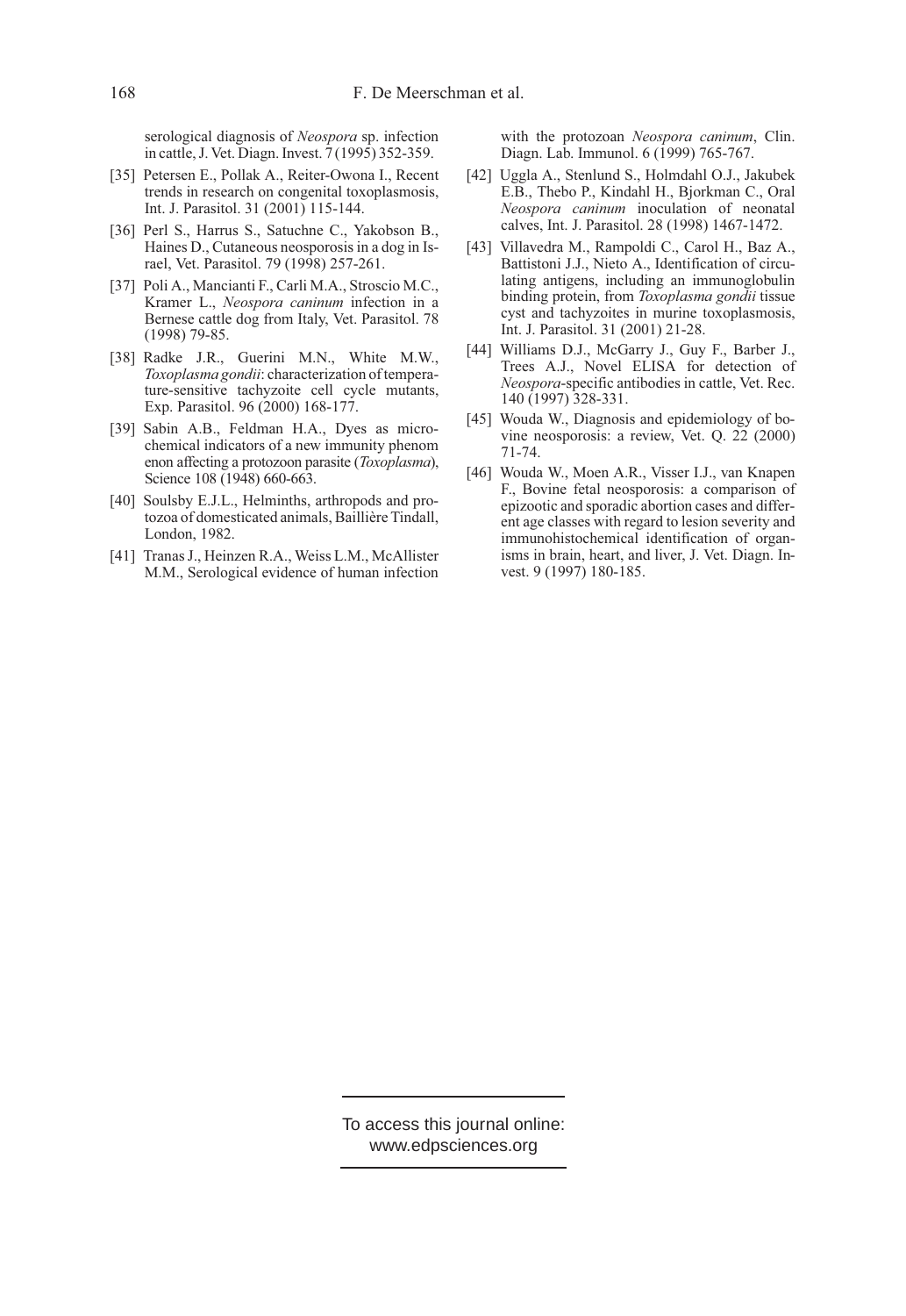serological diagnosis of *Neospora* sp. infection in cattle, J. Vet. Diagn. Invest. 7 (1995) 352-359.

[35] Petersen E., Pollak A., Reiter-Owona I., Recent trends in research on congenital toxoplasmosis, Int. J. Parasitol. 31 (2001) 115-144.

[36] Perl S., Harrus S., Satuchne C., Yakobson B., Haines D., Cutaneous neosporosis in a dog in Israel, Vet. Parasitol. 79 (1998) 257-261.

[37] Poli A., Mancianti F., Carli M.A., Stroscio M.C., Kramer L., *Neospora caninum* infection in a Bernese cattle dog from Italy, Vet. Parasitol. 78 (1998) 79-85.

[38] Radke J.R., Guerini M.N., White M.W., *Toxoplasma gondii*: characterization of temperature-sensitive tachyzoite cell cycle mutants, Exp. Parasitol. 96 (2000) 168-177.

[39] Sabin A.B., Feldman H.A., Dyes as microchemical indicators of a new immunity phenom enon affecting a protozoon parasite (*Toxoplasma*), Science 108 (1948) 660-663.

[40] Soulsby E.J.L., Helminths, arthropods and protozoa of domesticated animals, Baillière Tindall, London, 1982.

[41] Tranas J., Heinzen R.A., Weiss L.M., McAllister M.M., Serological evidence of human infection with the protozoan *Neospora caninum*, Clin. Diagn. Lab. Immunol. 6 (1999) 765-767.

[42] Uggla A., Stenlund S., Holmdahl O.J., Jakubek E.B., Thebo P., Kindahl H., Bjorkman C., Oral *Neospora caninum* inoculation of neonatal calves, Int. J. Parasitol. 28 (1998) 1467-1472.

[43] Villavedra M., Rampoldi C., Carol H., Baz A., Battistoni J.J., Nieto A., Identification of circulating antigens, including an immunoglobulin binding protein, from *Toxoplasma gondii* tissue cyst and tachyzoites in murine toxoplasmosis, Int. J. Parasitol. 31 (2001) 21-28.

[44] Williams D.J., McGarry J., Guy F., Barber J., Trees A.J., Novel ELISA for detection of *Neospora*-specific antibodies in cattle, Vet. Rec. 140 (1997) 328-331.

[45] Wouda W., Diagnosis and epidemiology of bovine neosporosis: a review, Vet. Q. 22 (2000) 71-74.

[46] Wouda W., Moen A.R., Visser I.J., van Knapen F., Bovine fetal neosporosis: a comparison of epizootic and sporadic abortion cases and different age classes with regard to lesion severity and immunohistochemical identification of organisms in brain, heart, and liver, J. Vet. Diagn. Invest. 9 (1997) 180-185.

To access this journal online:
www.edpsciences.org